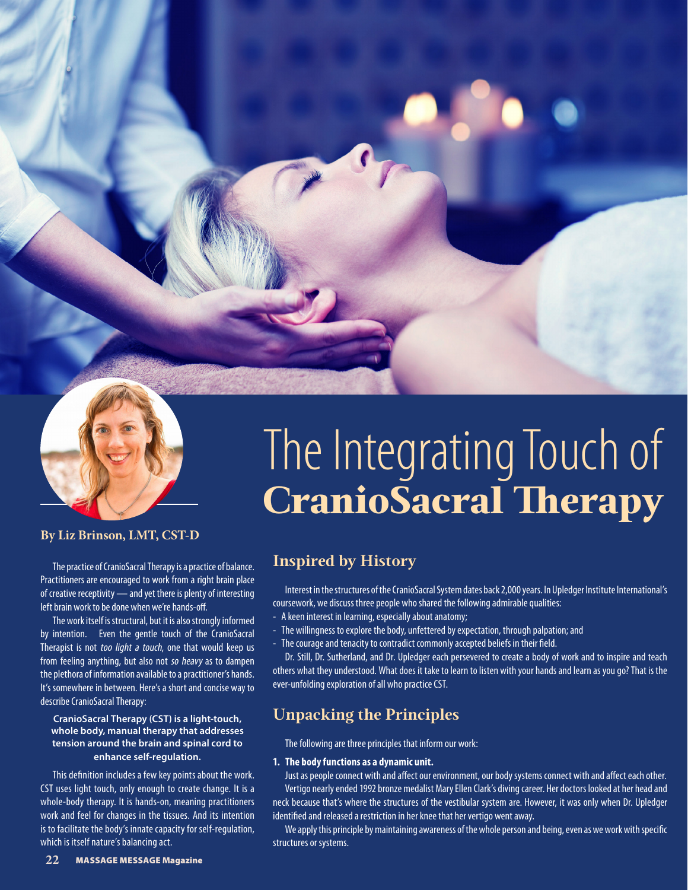# The Integrating Touch of **CranioSacral Therapy**

**By Liz Brinson, LMT, CST-D**

The practice of CranioSacral Therapy is a practice of balance. Practitioners are encouraged to work from a right brain place of creative receptivity — and yet there is plenty of interesting left brain work to be done when we're hands-off.

The work itself is structural, but it is also strongly informed by intention. Even the gentle touch of the CranioSacral Therapist is not *too light a touch*, one that would keep us from feeling anything, but also not *so heavy* as to dampen the plethora of information available to a practitioner's hands. It's somewhere in between. Here's a short and concise way to describe CranioSacral Therapy:

**CranioSacral Therapy (CST) is a light-touch, whole body, manual therapy that addresses tension around the brain and spinal cord to enhance self-regulation.**

This definition includes a few key points about the work. CST uses light touch, only enough to create change. It is a whole-body therapy. It is hands-on, meaning practitioners work and feel for changes in the tissues. And its intention is to facilitate the body's innate capacity for self-regulation, which is itself nature's balancing act.

## Inspired by History

Interest in the structures of the CranioSacral System dates back 2,000 years. In Upledger Institute International's coursework, we discuss three people who shared the following admirable qualities:

- A keen interest in learning, especially about anatomy;
- The willingness to explore the body, unfettered by expectation, through palpation; and
- The courage and tenacity to contradict commonly accepted beliefs in their field.

Dr. Still, Dr. Sutherland, and Dr. Upledger each persevered to create a body of work and to inspire and teach others what they understood. What does it take to learn to listen with your hands and learn as you go? That is the ever-unfolding exploration of all who practice CST.

## Unpacking the Principles

The following are three principles that inform our work:

**1. The body functions as a dynamic unit.**

Just as people connect with and affect our environment, our body systems connect with and affect each other.

Vertigo nearly ended 1992 bronze medalist Mary Ellen Clark's diving career. Her doctors looked at her head and neck because that's where the structures of the vestibular system are. However, it was only when Dr. Upledger identified and released a restriction in her knee that her vertigo went away.

We apply this principle by maintaining awareness of the whole person and being, even as we work with specific structures or systems.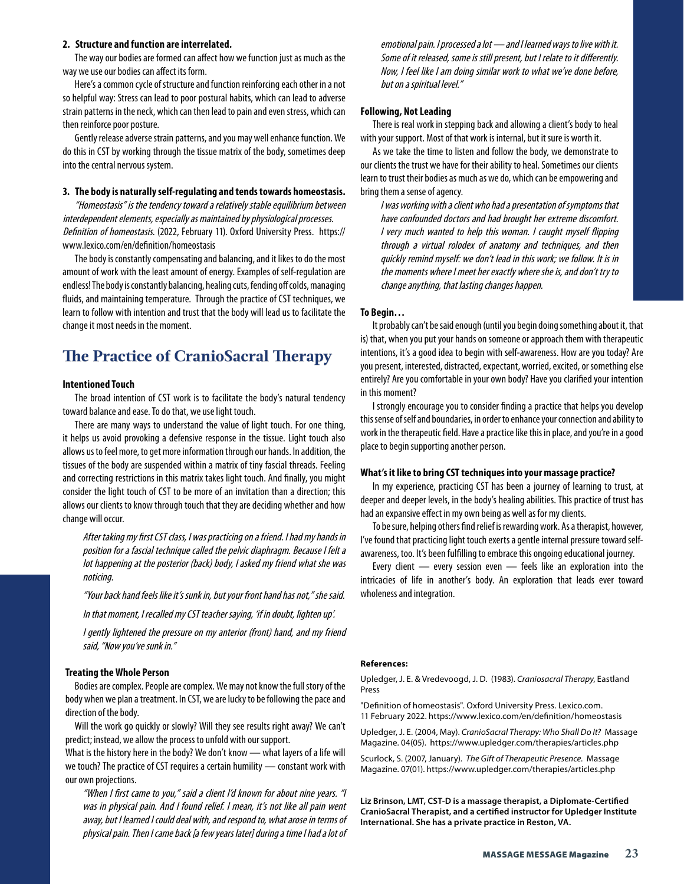**2. Structure and function are interrelated.**

The way our bodies are formed can affect how we function just as much as the way we use our bodies can affect its form.

Here's a common cycle of structure and function reinforcing each other in a not so helpful way: Stress can lead to poor postural habits, which can lead to adverse strain patterns in the neck, which can then lead to pain and even stress, which can then reinforce poor posture.

Gently release adverse strain patterns, and you may well enhance function. We do this in CST by working through the tissue matrix of the body, sometimes deep into the central nervous system.

**3. The body is naturally self-regulating and tends towards homeostasis.**

*"Homeostasis" is the tendency toward a relatively stable equilibrium between interdependent elements, especially as maintained by physiological processes. Definition of homeostasis.* (2022, February 11). Oxford University Press. https://www.lexico.com/en/definition/homeostasis

The body is constantly compensating and balancing, and it likes to do the most amount of work with the least amount of energy. Examples of self-regulation are endless! The body is constantly balancing, healing cuts, fending off colds, managing fluids, and maintaining temperature. Through the practice of CST techniques, we learn to follow with intention and trust that the body will lead us to facilitate the change it most needs in the moment.

## The Practice of CranioSacral Therapy

### Intentioned Touch

The broad intention of CST work is to facilitate the body's natural tendency toward balance and ease. To do that, we use light touch.

There are many ways to understand the value of light touch. For one thing, it helps us avoid provoking a defensive response in the tissue. Light touch also allows us to feel more, to get more information through our hands. In addition, the tissues of the body are suspended within a matrix of tiny fascial threads. Feeling and correcting restrictions in this matrix takes light touch. And finally, you might consider the light touch of CST to be more of an invitation than a direction; this allows our clients to know through touch that they are deciding whether and how change will occur.

*After taking my first CST class, I was practicing on a friend. I had my hands in position for a fascial technique called the pelvic diaphragm. Because I felt a lot happening at the posterior (back) body, I asked my friend what she was noticing.*

*"Your back hand feels like it's sunk in, but your front hand has not," she said.*

*In that moment, I recalled my CST teacher saying, 'if in doubt, lighten up'.*

*I gently lightened the pressure on my anterior (front) hand, and my friend said, "Now you've sunk in."*

### Treating the Whole Person

Bodies are complex. People are complex. We may not know the full story of the body when we plan a treatment. In CST, we are lucky to be following the pace and direction of the body.

Will the work go quickly or slowly? Will they see results right away? We can't predict; instead, we allow the process to unfold with our support.

What is the history here in the body? We don't know — what layers of a life will we touch? The practice of CST requires a certain humility — constant work with our own projections.

*"When I first came to you," said a client I'd known for about nine years. "I was in physical pain. And I found relief. I mean, it's not like all pain went away, but I learned I could deal with, and respond to, what arose in terms of physical pain. Then I came back [a few years later] during a time I had a lot of emotional pain. I processed a lot — and I learned ways to live with it. Some of it released, some is still present, but I relate to it differently. Now, I feel like I am doing similar work to what we've done before, but on a spiritual level."*

### Following, Not Leading

There is real work in stepping back and allowing a client's body to heal with your support. Most of that work is internal, but it sure is worth it.

As we take the time to listen and follow the body, we demonstrate to our clients the trust we have for their ability to heal. Sometimes our clients learn to trust their bodies as much as we do, which can be empowering and bring them a sense of agency.

*I was working with a client who had a presentation of symptoms that have confounded doctors and had brought her extreme discomfort. I very much wanted to help this woman. I caught myself flipping through a virtual rolodex of anatomy and techniques, and then quickly remind myself: we don't lead in this work; we follow. It is in the moments where I meet her exactly where she is, and don't try to change anything, that lasting changes happen.*

### To Begin…

It probably can't be said enough (until you begin doing something about it, that is) that, when you put your hands on someone or approach them with therapeutic intentions, it's a good idea to begin with self-awareness. How are you today? Are you present, interested, distracted, expectant, worried, excited, or something else entirely? Are you comfortable in your own body? Have you clarified your intention in this moment?

I strongly encourage you to consider finding a practice that helps you develop this sense of self and boundaries, in order to enhance your connection and ability to work in the therapeutic field. Have a practice like this in place, and you're in a good place to begin supporting another person.

### What's it like to bring CST techniques into your massage practice?

In my experience, practicing CST has been a journey of learning to trust, at deeper and deeper levels, in the body's healing abilities. This practice of trust has had an expansive effect in my own being as well as for my clients.

To be sure, helping others find relief is rewarding work. As a therapist, however, I've found that practicing light touch exerts a gentle internal pressure toward self-awareness, too. It's been fulfilling to embrace this ongoing educational journey.

Every client — every session even — feels like an exploration into the intricacies of life in another's body. An exploration that leads ever toward wholeness and integration.

**References:**

Upledger, J. E. & Vredevoogd, J. D. (1983). *Craniosacral Therapy*, Eastland Press

"Definition of homeostasis". Oxford University Press. Lexico.com. 11 February 2022. https://www.lexico.com/en/definition/homeostasis

Upledger, J. E. (2004, May). *CranioSacral Therapy: Who Shall Do It?* Massage Magazine. 04(05). https://www.upledger.com/therapies/articles.php

Scurlock, S. (2007, January). *The Gift of Therapeutic Presence.* Massage Magazine. 07(01). https://www.upledger.com/therapies/articles.php

**Liz Brinson, LMT, CST-D is a massage therapist, a Diplomate-Certified CranioSacral Therapist, and a certified instructor for Upledger Institute International. She has a private practice in Reston, VA.**